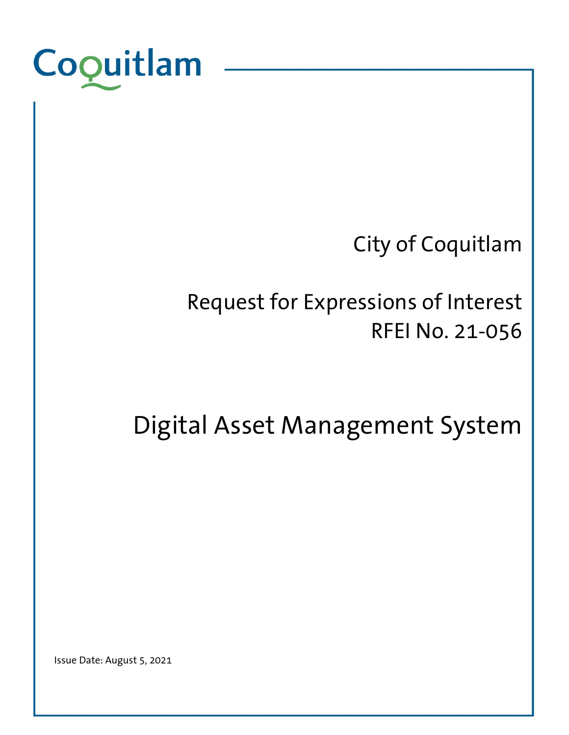Coquitlam

City of Coquitlam

Request for Expressions of Interest
RFEI No. 21-056

# Digital Asset Management System

Issue Date: August 5, 2021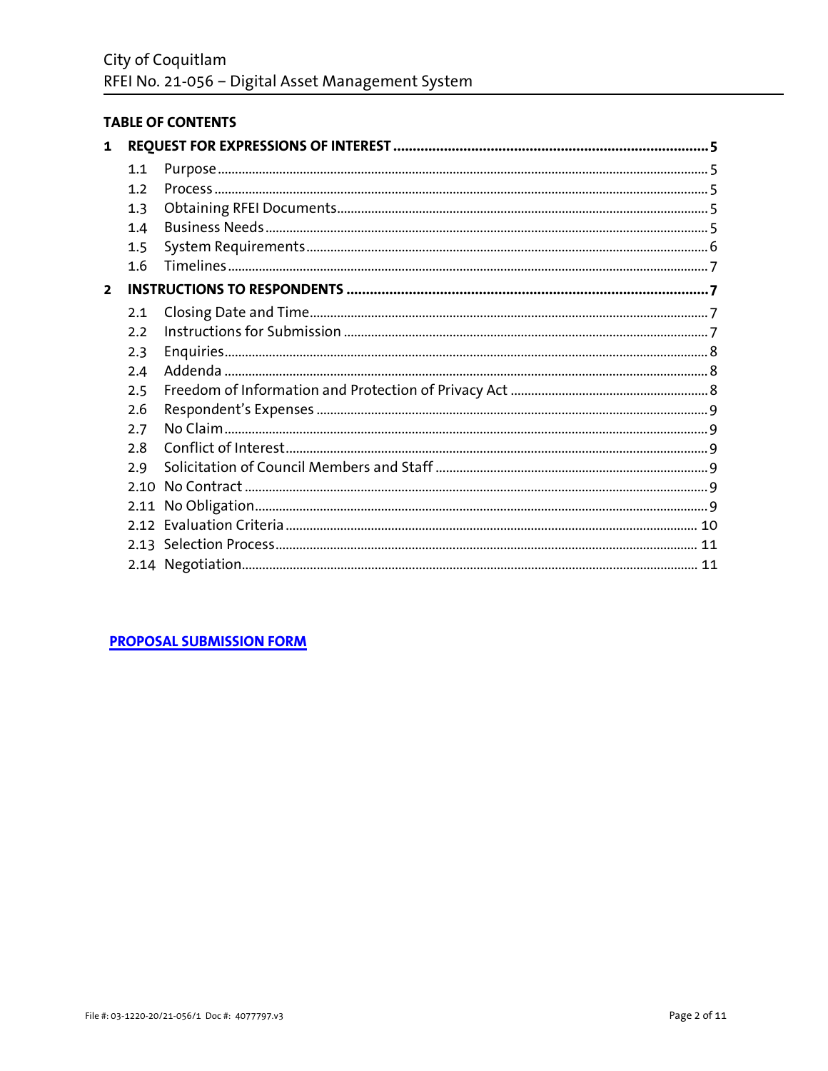## TABLE OF CONTENTS

| | | |
|---|---|---|
| **1** | **REQUEST FOR EXPRESSIONS OF INTEREST** | **5** |
| 1.1 | Purpose | 5 |
| 1.2 | Process | 5 |
| 1.3 | Obtaining RFEI Documents | 5 |
| 1.4 | Business Needs | 5 |
| 1.5 | System Requirements | 6 |
| 1.6 | Timelines | 7 |
| **2** | **INSTRUCTIONS TO RESPONDENTS** | **7** |
| 2.1 | Closing Date and Time | 7 |
| 2.2 | Instructions for Submission | 7 |
| 2.3 | Enquiries | 8 |
| 2.4 | Addenda | 8 |
| 2.5 | Freedom of Information and Protection of Privacy Act | 8 |
| 2.6 | Respondent's Expenses | 9 |
| 2.7 | No Claim | 9 |
| 2.8 | Conflict of Interest | 9 |
| 2.9 | Solicitation of Council Members and Staff | 9 |
| 2.10 | No Contract | 9 |
| 2.11 | No Obligation | 9 |
| 2.12 | Evaluation Criteria | 10 |
| 2.13 | Selection Process | 11 |
| 2.14 | Negotiation | 11 |

**PROPOSAL SUBMISSION FORM**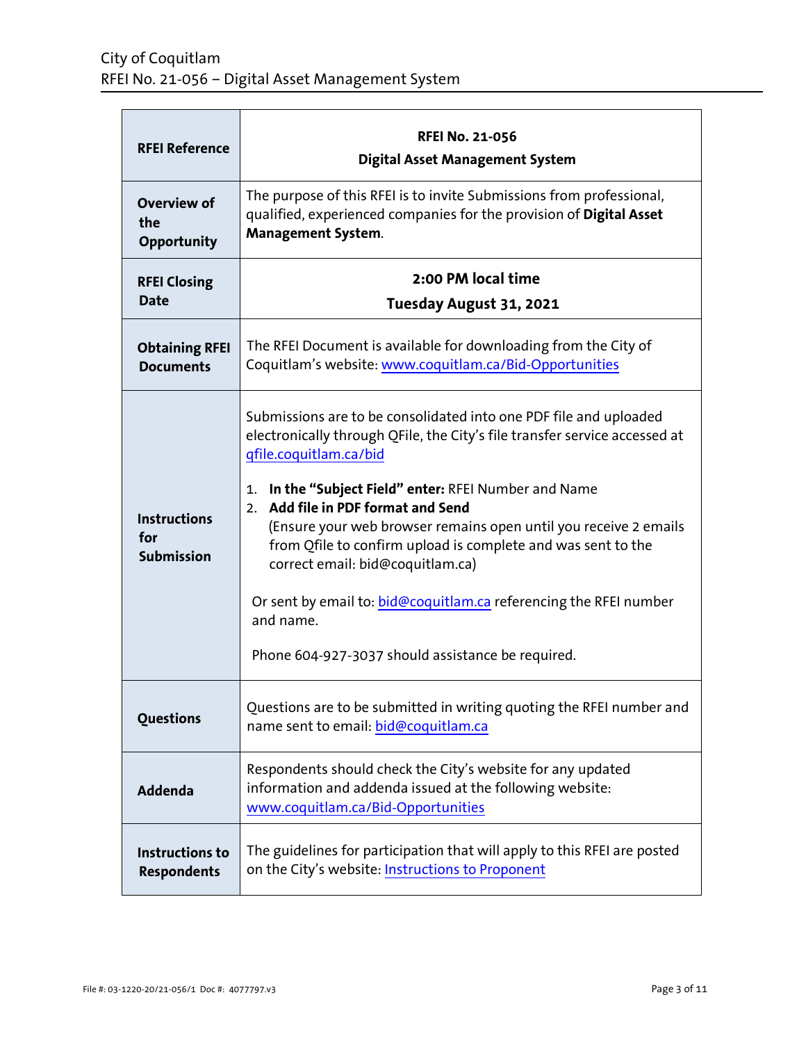| RFEI Reference | **RFEI No. 21-056**<br>**Digital Asset Management System** |
|---|---|
| **Overview of the Opportunity** | The purpose of this RFEI is to invite Submissions from professional, qualified, experienced companies for the provision of **Digital Asset Management System**. |
| **RFEI Closing Date** | **2:00 PM local time**<br>**Tuesday August 31, 2021** |
| **Obtaining RFEI Documents** | The RFEI Document is available for downloading from the City of Coquitlam's website: www.coquitlam.ca/Bid-Opportunities |
| **Instructions for Submission** | Submissions are to be consolidated into one PDF file and uploaded electronically through QFile, the City's file transfer service accessed at qfile.coquitlam.ca/bid<br><br>1. **In the "Subject Field" enter:** RFEI Number and Name<br>2. **Add file in PDF format and Send**<br>(Ensure your web browser remains open until you receive 2 emails from Qfile to confirm upload is complete and was sent to the correct email: bid@coquitlam.ca)<br><br>Or sent by email to: bid@coquitlam.ca referencing the RFEI number and name.<br><br>Phone 604-927-3037 should assistance be required. |
| **Questions** | Questions are to be submitted in writing quoting the RFEI number and name sent to email: bid@coquitlam.ca |
| **Addenda** | Respondents should check the City's website for any updated information and addenda issued at the following website: www.coquitlam.ca/Bid-Opportunities |
| **Instructions to Respondents** | The guidelines for participation that will apply to this RFEI are posted on the City's website: Instructions to Proponent |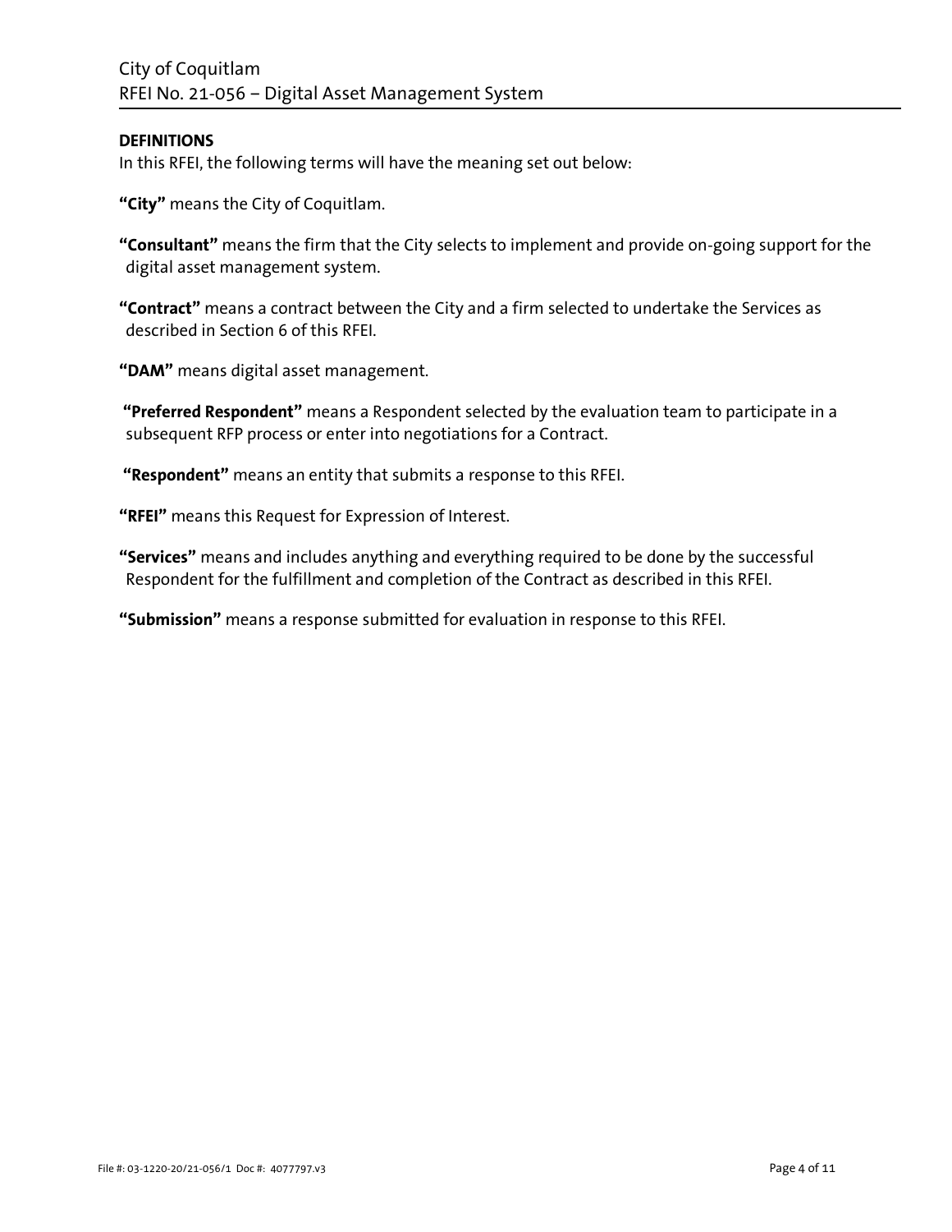## DEFINITIONS

In this RFEI, the following terms will have the meaning set out below:

**"City"** means the City of Coquitlam.

**"Consultant"** means the firm that the City selects to implement and provide on-going support for the digital asset management system.

**"Contract"** means a contract between the City and a firm selected to undertake the Services as described in Section 6 of this RFEI.

**"DAM"** means digital asset management.

**"Preferred Respondent"** means a Respondent selected by the evaluation team to participate in a subsequent RFP process or enter into negotiations for a Contract.

**"Respondent"** means an entity that submits a response to this RFEI.

**"RFEI"** means this Request for Expression of Interest.

**"Services"** means and includes anything and everything required to be done by the successful Respondent for the fulfillment and completion of the Contract as described in this RFEI.

**"Submission"** means a response submitted for evaluation in response to this RFEI.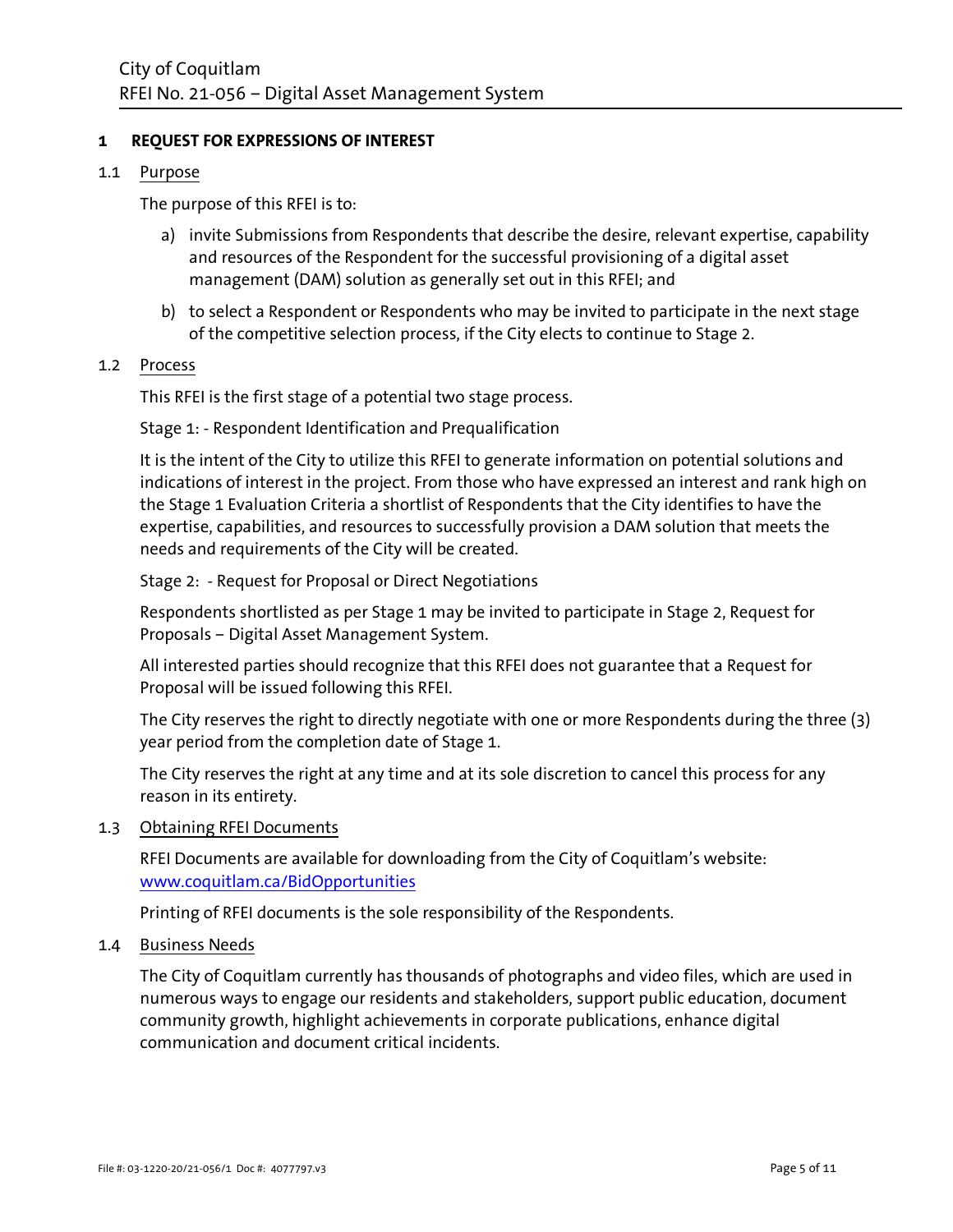## 1 REQUEST FOR EXPRESSIONS OF INTEREST

### 1.1 Purpose

The purpose of this RFEI is to:

a) invite Submissions from Respondents that describe the desire, relevant expertise, capability and resources of the Respondent for the successful provisioning of a digital asset management (DAM) solution as generally set out in this RFEI; and

b) to select a Respondent or Respondents who may be invited to participate in the next stage of the competitive selection process, if the City elects to continue to Stage 2.

### 1.2 Process

This RFEI is the first stage of a potential two stage process.

Stage 1: - Respondent Identification and Prequalification

It is the intent of the City to utilize this RFEI to generate information on potential solutions and indications of interest in the project. From those who have expressed an interest and rank high on the Stage 1 Evaluation Criteria a shortlist of Respondents that the City identifies to have the expertise, capabilities, and resources to successfully provision a DAM solution that meets the needs and requirements of the City will be created.

Stage 2: - Request for Proposal or Direct Negotiations

Respondents shortlisted as per Stage 1 may be invited to participate in Stage 2, Request for Proposals – Digital Asset Management System.

All interested parties should recognize that this RFEI does not guarantee that a Request for Proposal will be issued following this RFEI.

The City reserves the right to directly negotiate with one or more Respondents during the three (3) year period from the completion date of Stage 1.

The City reserves the right at any time and at its sole discretion to cancel this process for any reason in its entirety.

### 1.3 Obtaining RFEI Documents

RFEI Documents are available for downloading from the City of Coquitlam's website: [www.coquitlam.ca/BidOpportunities](http://www.coquitlam.ca/BidOpportunities)

Printing of RFEI documents is the sole responsibility of the Respondents.

### 1.4 Business Needs

The City of Coquitlam currently has thousands of photographs and video files, which are used in numerous ways to engage our residents and stakeholders, support public education, document community growth, highlight achievements in corporate publications, enhance digital communication and document critical incidents.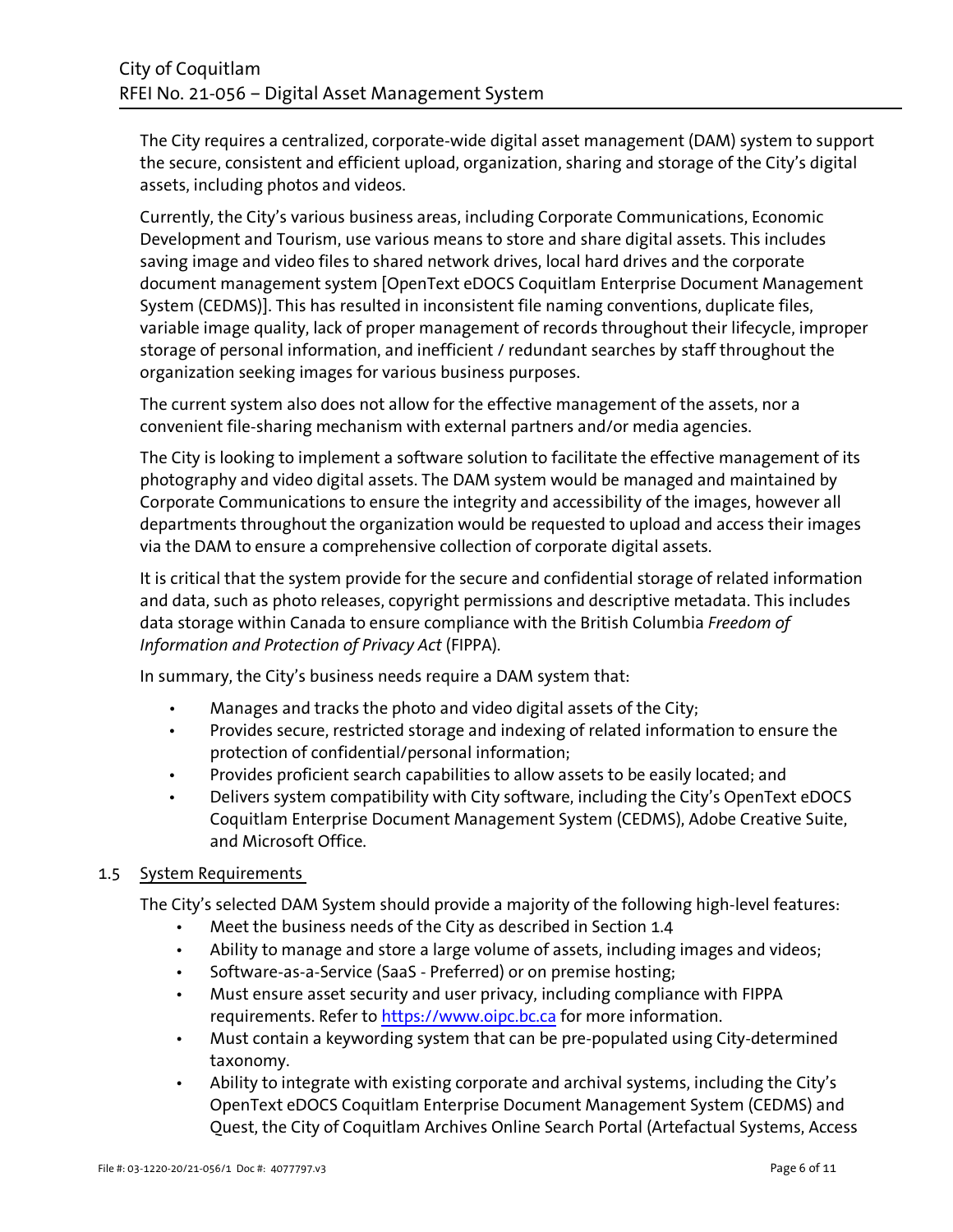The City requires a centralized, corporate-wide digital asset management (DAM) system to support the secure, consistent and efficient upload, organization, sharing and storage of the City's digital assets, including photos and videos.

Currently, the City's various business areas, including Corporate Communications, Economic Development and Tourism, use various means to store and share digital assets. This includes saving image and video files to shared network drives, local hard drives and the corporate document management system [OpenText eDOCS Coquitlam Enterprise Document Management System (CEDMS)]. This has resulted in inconsistent file naming conventions, duplicate files, variable image quality, lack of proper management of records throughout their lifecycle, improper storage of personal information, and inefficient / redundant searches by staff throughout the organization seeking images for various business purposes.

The current system also does not allow for the effective management of the assets, nor a convenient file-sharing mechanism with external partners and/or media agencies.

The City is looking to implement a software solution to facilitate the effective management of its photography and video digital assets. The DAM system would be managed and maintained by Corporate Communications to ensure the integrity and accessibility of the images, however all departments throughout the organization would be requested to upload and access their images via the DAM to ensure a comprehensive collection of corporate digital assets.

It is critical that the system provide for the secure and confidential storage of related information and data, such as photo releases, copyright permissions and descriptive metadata. This includes data storage within Canada to ensure compliance with the British Columbia *Freedom of Information and Protection of Privacy Act* (FIPPA).

In summary, the City's business needs require a DAM system that:

- Manages and tracks the photo and video digital assets of the City;
- Provides secure, restricted storage and indexing of related information to ensure the protection of confidential/personal information;
- Provides proficient search capabilities to allow assets to be easily located; and
- Delivers system compatibility with City software, including the City's OpenText eDOCS Coquitlam Enterprise Document Management System (CEDMS), Adobe Creative Suite, and Microsoft Office.

## 1.5 System Requirements

The City's selected DAM System should provide a majority of the following high-level features:

- Meet the business needs of the City as described in Section 1.4
- Ability to manage and store a large volume of assets, including images and videos;
- Software-as-a-Service (SaaS - Preferred) or on premise hosting;
- Must ensure asset security and user privacy, including compliance with FIPPA requirements. Refer to https://www.oipc.bc.ca for more information.
- Must contain a keywording system that can be pre-populated using City-determined taxonomy.
- Ability to integrate with existing corporate and archival systems, including the City's OpenText eDOCS Coquitlam Enterprise Document Management System (CEDMS) and Quest, the City of Coquitlam Archives Online Search Portal (Artefactual Systems, Access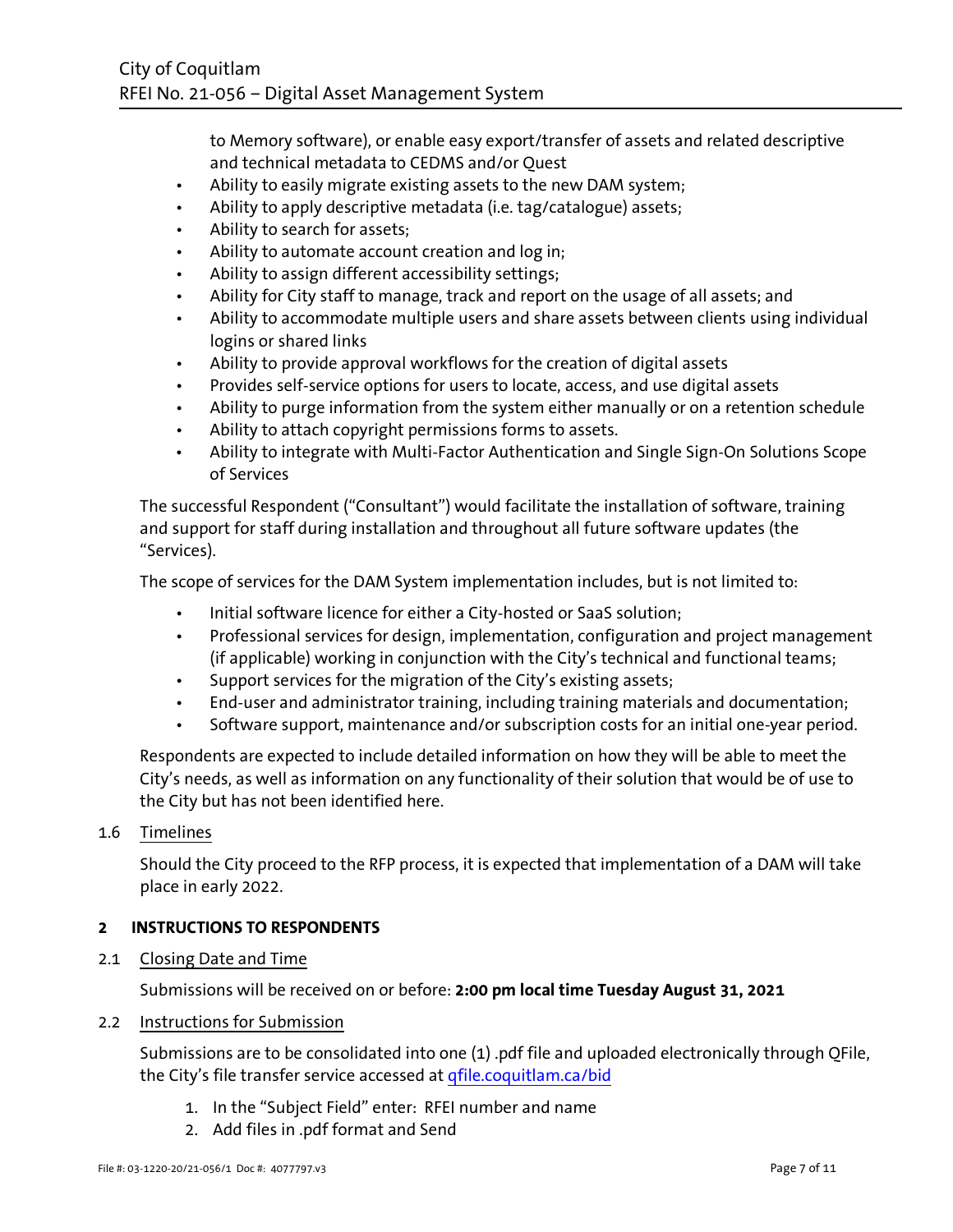to Memory software), or enable easy export/transfer of assets and related descriptive and technical metadata to CEDMS and/or Quest

- Ability to easily migrate existing assets to the new DAM system;
- Ability to apply descriptive metadata (i.e. tag/catalogue) assets;
- Ability to search for assets;
- Ability to automate account creation and log in;
- Ability to assign different accessibility settings;
- Ability for City staff to manage, track and report on the usage of all assets; and
- Ability to accommodate multiple users and share assets between clients using individual logins or shared links
- Ability to provide approval workflows for the creation of digital assets
- Provides self-service options for users to locate, access, and use digital assets
- Ability to purge information from the system either manually or on a retention schedule
- Ability to attach copyright permissions forms to assets.
- Ability to integrate with Multi-Factor Authentication and Single Sign-On Solutions Scope of Services

The successful Respondent ("Consultant") would facilitate the installation of software, training and support for staff during installation and throughout all future software updates (the "Services).

The scope of services for the DAM System implementation includes, but is not limited to:

- Initial software licence for either a City-hosted or SaaS solution;
- Professional services for design, implementation, configuration and project management (if applicable) working in conjunction with the City's technical and functional teams;
- Support services for the migration of the City's existing assets;
- End-user and administrator training, including training materials and documentation;
- Software support, maintenance and/or subscription costs for an initial one-year period.

Respondents are expected to include detailed information on how they will be able to meet the City's needs, as well as information on any functionality of their solution that would be of use to the City but has not been identified here.

### 1.6 Timelines

Should the City proceed to the RFP process, it is expected that implementation of a DAM will take place in early 2022.

## 2 INSTRUCTIONS TO RESPONDENTS

### 2.1 Closing Date and Time

Submissions will be received on or before: **2:00 pm local time Tuesday August 31, 2021**

### 2.2 Instructions for Submission

Submissions are to be consolidated into one (1) .pdf file and uploaded electronically through QFile, the City's file transfer service accessed at qfile.coquitlam.ca/bid

1. In the "Subject Field" enter: RFEI number and name
2. Add files in .pdf format and Send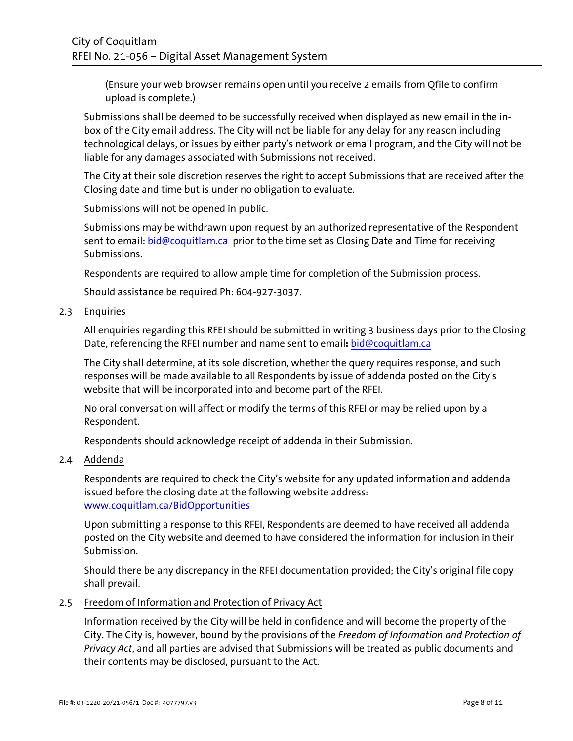(Ensure your web browser remains open until you receive 2 emails from Qfile to confirm upload is complete.)

Submissions shall be deemed to be successfully received when displayed as new email in the in-box of the City email address. The City will not be liable for any delay for any reason including technological delays, or issues by either party's network or email program, and the City will not be liable for any damages associated with Submissions not received.

The City at their sole discretion reserves the right to accept Submissions that are received after the Closing date and time but is under no obligation to evaluate.

Submissions will not be opened in public.

Submissions may be withdrawn upon request by an authorized representative of the Respondent sent to email: [bid@coquitlam.ca](mailto:bid@coquitlam.ca) prior to the time set as Closing Date and Time for receiving Submissions.

Respondents are required to allow ample time for completion of the Submission process.

Should assistance be required Ph: 604-927-3037.

### 2.3 Enquiries

All enquiries regarding this RFEI should be submitted in writing 3 business days prior to the Closing Date, referencing the RFEI number and name sent to email**:** [bid@coquitlam.ca](mailto:bid@coquitlam.ca)

The City shall determine, at its sole discretion, whether the query requires response, and such responses will be made available to all Respondents by issue of addenda posted on the City's website that will be incorporated into and become part of the RFEI.

No oral conversation will affect or modify the terms of this RFEI or may be relied upon by a Respondent.

Respondents should acknowledge receipt of addenda in their Submission.

### 2.4 Addenda

Respondents are required to check the City's website for any updated information and addenda issued before the closing date at the following website address: [www.coquitlam.ca/BidOpportunities](http://www.coquitlam.ca/BidOpportunities)

Upon submitting a response to this RFEI, Respondents are deemed to have received all addenda posted on the City website and deemed to have considered the information for inclusion in their Submission.

Should there be any discrepancy in the RFEI documentation provided; the City's original file copy shall prevail.

### 2.5 Freedom of Information and Protection of Privacy Act

Information received by the City will be held in confidence and will become the property of the City. The City is, however, bound by the provisions of the *Freedom of Information and Protection of Privacy Act*, and all parties are advised that Submissions will be treated as public documents and their contents may be disclosed, pursuant to the Act.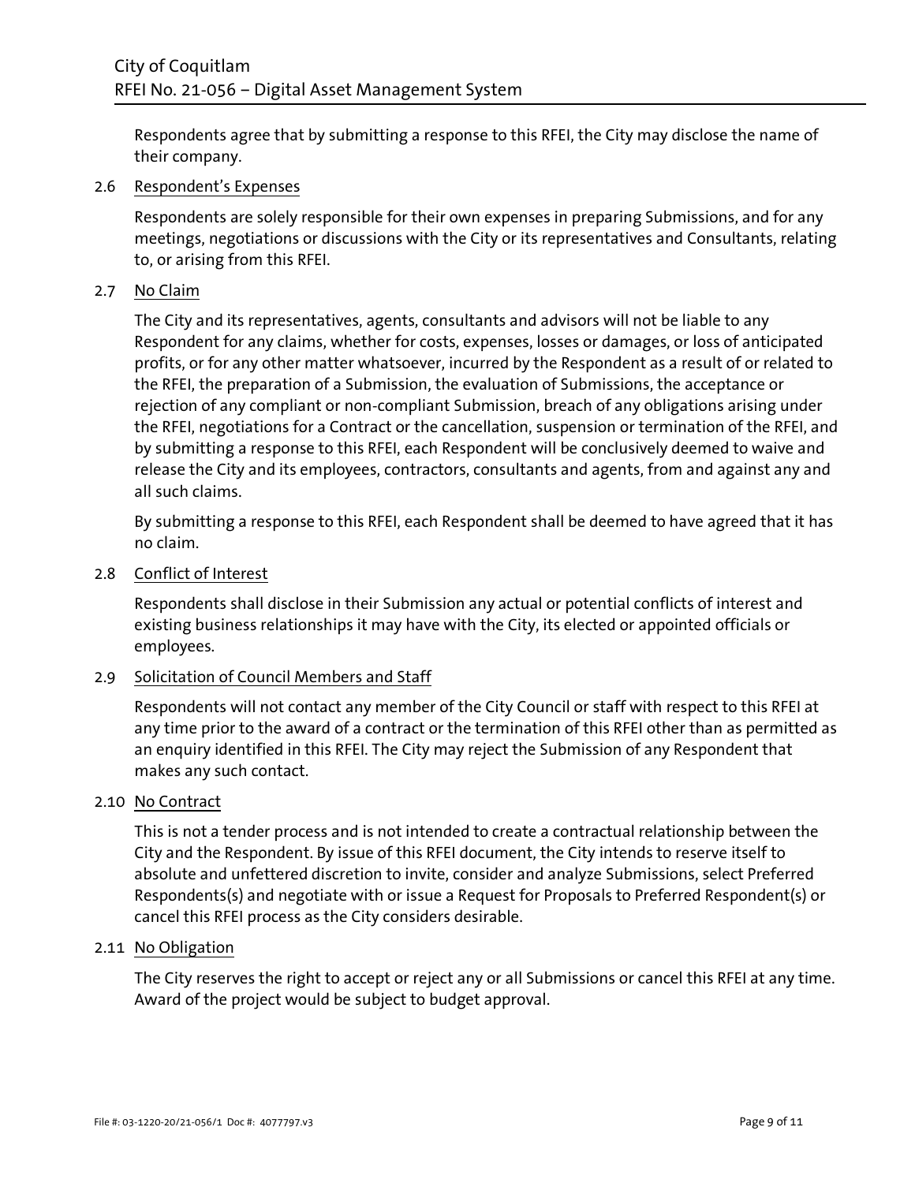Respondents agree that by submitting a response to this RFEI, the City may disclose the name of their company.

### 2.6 Respondent's Expenses

Respondents are solely responsible for their own expenses in preparing Submissions, and for any meetings, negotiations or discussions with the City or its representatives and Consultants, relating to, or arising from this RFEI.

### 2.7 No Claim

The City and its representatives, agents, consultants and advisors will not be liable to any Respondent for any claims, whether for costs, expenses, losses or damages, or loss of anticipated profits, or for any other matter whatsoever, incurred by the Respondent as a result of or related to the RFEI, the preparation of a Submission, the evaluation of Submissions, the acceptance or rejection of any compliant or non-compliant Submission, breach of any obligations arising under the RFEI, negotiations for a Contract or the cancellation, suspension or termination of the RFEI, and by submitting a response to this RFEI, each Respondent will be conclusively deemed to waive and release the City and its employees, contractors, consultants and agents, from and against any and all such claims.

By submitting a response to this RFEI, each Respondent shall be deemed to have agreed that it has no claim.

### 2.8 Conflict of Interest

Respondents shall disclose in their Submission any actual or potential conflicts of interest and existing business relationships it may have with the City, its elected or appointed officials or employees.

### 2.9 Solicitation of Council Members and Staff

Respondents will not contact any member of the City Council or staff with respect to this RFEI at any time prior to the award of a contract or the termination of this RFEI other than as permitted as an enquiry identified in this RFEI. The City may reject the Submission of any Respondent that makes any such contact.

### 2.10 No Contract

This is not a tender process and is not intended to create a contractual relationship between the City and the Respondent. By issue of this RFEI document, the City intends to reserve itself to absolute and unfettered discretion to invite, consider and analyze Submissions, select Preferred Respondents(s) and negotiate with or issue a Request for Proposals to Preferred Respondent(s) or cancel this RFEI process as the City considers desirable.

### 2.11 No Obligation

The City reserves the right to accept or reject any or all Submissions or cancel this RFEI at any time. Award of the project would be subject to budget approval.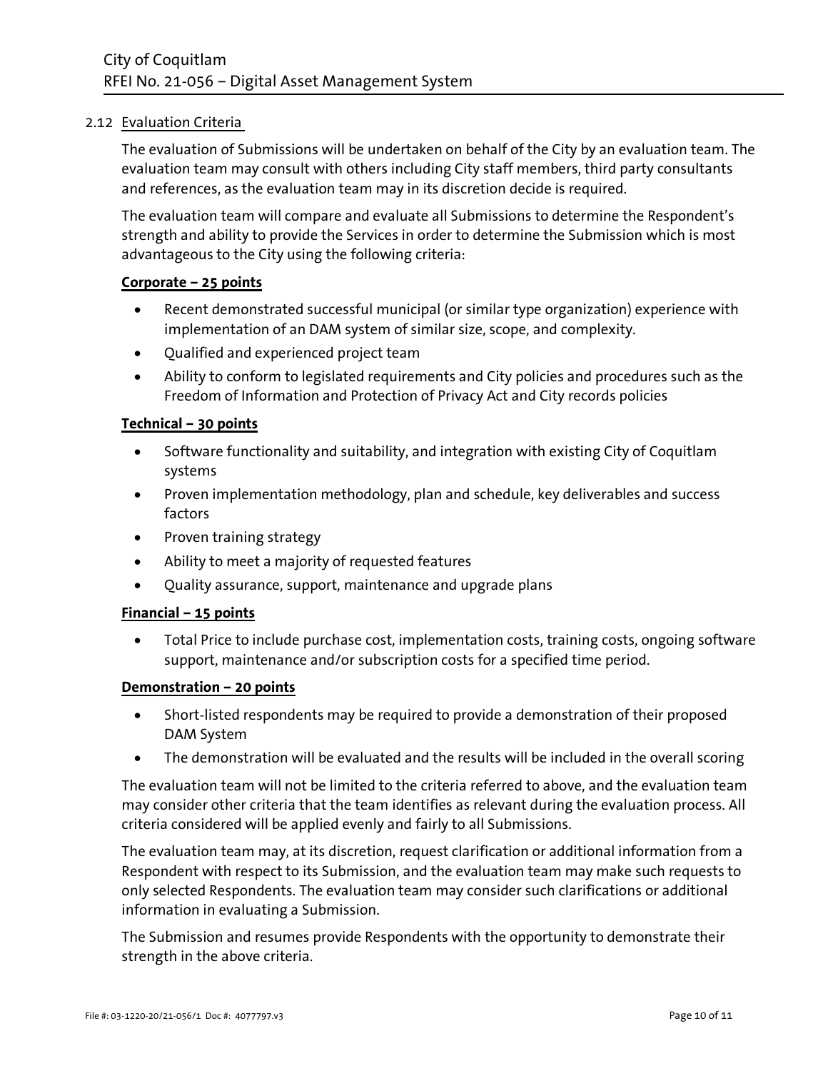### 2.12 Evaluation Criteria

The evaluation of Submissions will be undertaken on behalf of the City by an evaluation team. The evaluation team may consult with others including City staff members, third party consultants and references, as the evaluation team may in its discretion decide is required.

The evaluation team will compare and evaluate all Submissions to determine the Respondent's strength and ability to provide the Services in order to determine the Submission which is most advantageous to the City using the following criteria:

**Corporate – 25 points**

- Recent demonstrated successful municipal (or similar type organization) experience with implementation of an DAM system of similar size, scope, and complexity.
- Qualified and experienced project team
- Ability to conform to legislated requirements and City policies and procedures such as the Freedom of Information and Protection of Privacy Act and City records policies

**Technical – 30 points**

- Software functionality and suitability, and integration with existing City of Coquitlam systems
- Proven implementation methodology, plan and schedule, key deliverables and success factors
- Proven training strategy
- Ability to meet a majority of requested features
- Quality assurance, support, maintenance and upgrade plans

**Financial – 15 points**

- Total Price to include purchase cost, implementation costs, training costs, ongoing software support, maintenance and/or subscription costs for a specified time period.

**Demonstration – 20 points**

- Short-listed respondents may be required to provide a demonstration of their proposed DAM System
- The demonstration will be evaluated and the results will be included in the overall scoring

The evaluation team will not be limited to the criteria referred to above, and the evaluation team may consider other criteria that the team identifies as relevant during the evaluation process. All criteria considered will be applied evenly and fairly to all Submissions.

The evaluation team may, at its discretion, request clarification or additional information from a Respondent with respect to its Submission, and the evaluation team may make such requests to only selected Respondents. The evaluation team may consider such clarifications or additional information in evaluating a Submission.

The Submission and resumes provide Respondents with the opportunity to demonstrate their strength in the above criteria.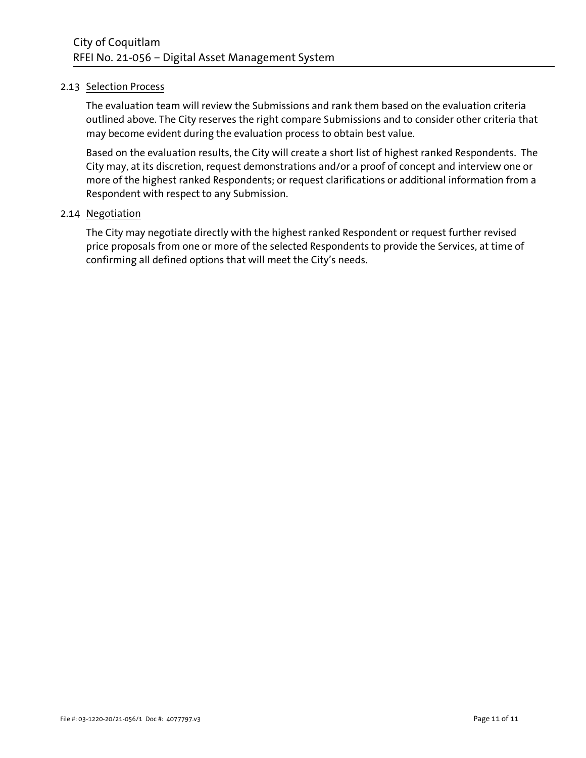### 2.13 Selection Process

The evaluation team will review the Submissions and rank them based on the evaluation criteria outlined above. The City reserves the right compare Submissions and to consider other criteria that may become evident during the evaluation process to obtain best value.

Based on the evaluation results, the City will create a short list of highest ranked Respondents. The City may, at its discretion, request demonstrations and/or a proof of concept and interview one or more of the highest ranked Respondents; or request clarifications or additional information from a Respondent with respect to any Submission.

### 2.14 Negotiation

The City may negotiate directly with the highest ranked Respondent or request further revised price proposals from one or more of the selected Respondents to provide the Services, at time of confirming all defined options that will meet the City's needs.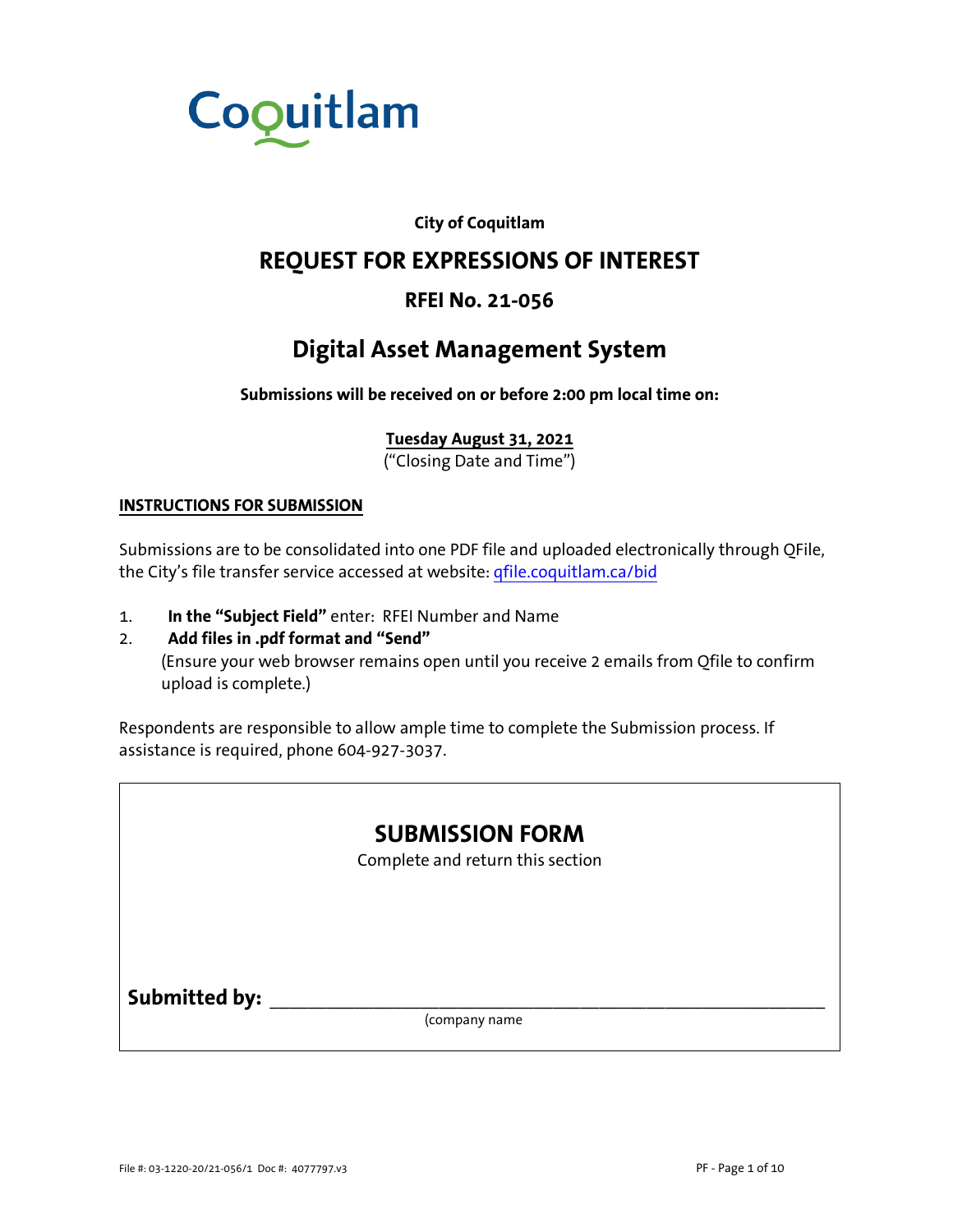Coquitlam

**City of Coquitlam**

# REQUEST FOR EXPRESSIONS OF INTEREST

## RFEI No. 21-056

# Digital Asset Management System

**Submissions will be received on or before 2:00 pm local time on:**

**Tuesday August 31, 2021**
("Closing Date and Time")

**INSTRUCTIONS FOR SUBMISSION**

Submissions are to be consolidated into one PDF file and uploaded electronically through QFile, the City's file transfer service accessed at website: qfile.coquitlam.ca/bid

1. **In the "Subject Field"** enter: RFEI Number and Name
2. **Add files in .pdf format and "Send"**
   (Ensure your web browser remains open until you receive 2 emails from Qfile to confirm upload is complete.)

Respondents are responsible to allow ample time to complete the Submission process. If assistance is required, phone 604-927-3037.

## SUBMISSION FORM

Complete and return this section

**Submitted by:** ____________________________________________
(company name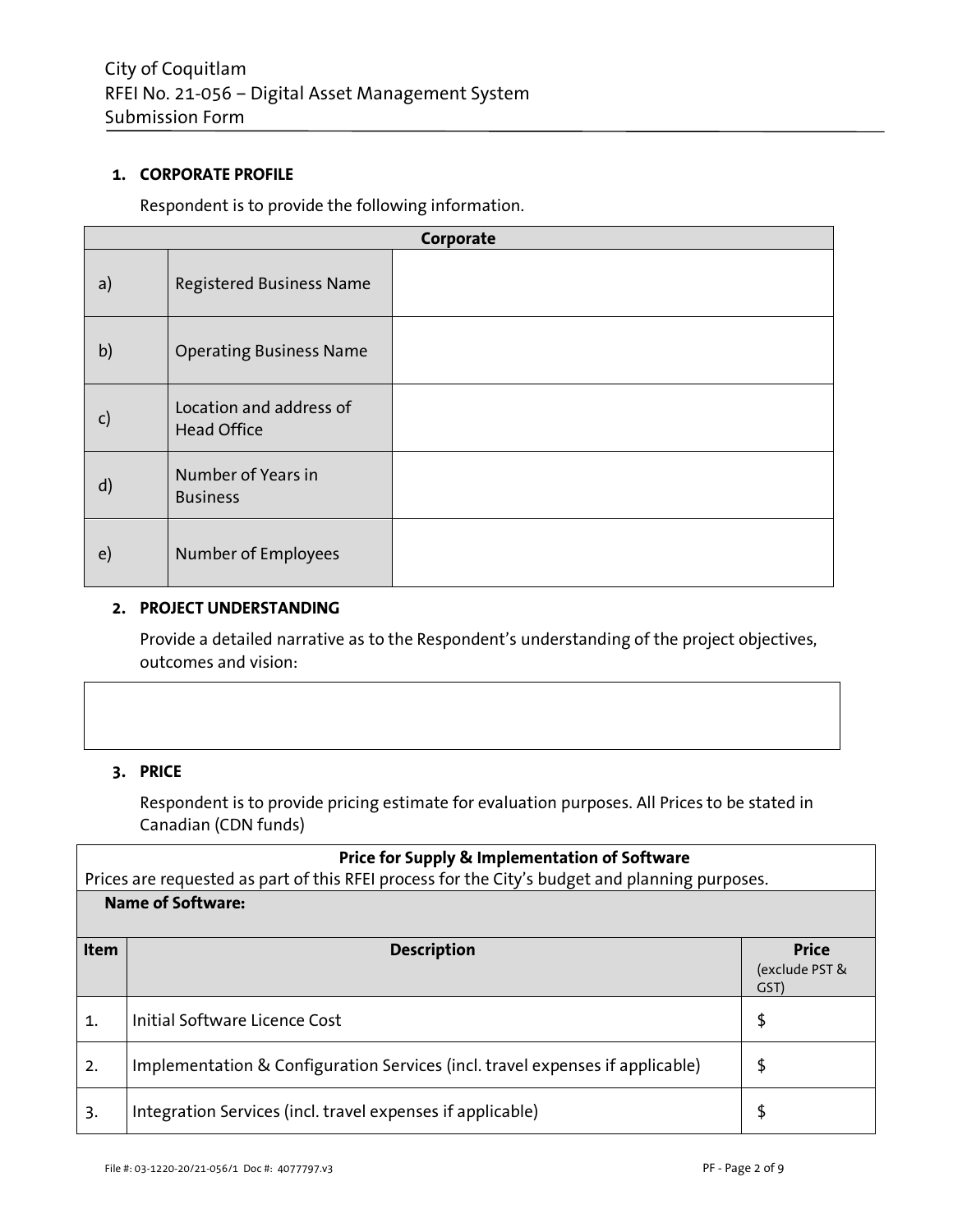City of Coquitlam
RFEI No. 21-056 – Digital Asset Management System
Submission Form

## 1. CORPORATE PROFILE

Respondent is to provide the following information.

| Corporate | | |
|---|---|---|
| a) | Registered Business Name | |
| b) | Operating Business Name | |
| c) | Location and address of Head Office | |
| d) | Number of Years in Business | |
| e) | Number of Employees | |

## 2. PROJECT UNDERSTANDING

Provide a detailed narrative as to the Respondent's understanding of the project objectives, outcomes and vision:

| |
|---|
| |

## 3. PRICE

Respondent is to provide pricing estimate for evaluation purposes. All Prices to be stated in Canadian (CDN funds)

**Price for Supply & Implementation of Software**

Prices are requested as part of this RFEI process for the City's budget and planning purposes.

**Name of Software:**

| Item | Description | Price (exclude PST & GST) |
|---|---|---|
| 1. | Initial Software Licence Cost | $ |
| 2. | Implementation & Configuration Services (incl. travel expenses if applicable) | $ |
| 3. | Integration Services (incl. travel expenses if applicable) | $ |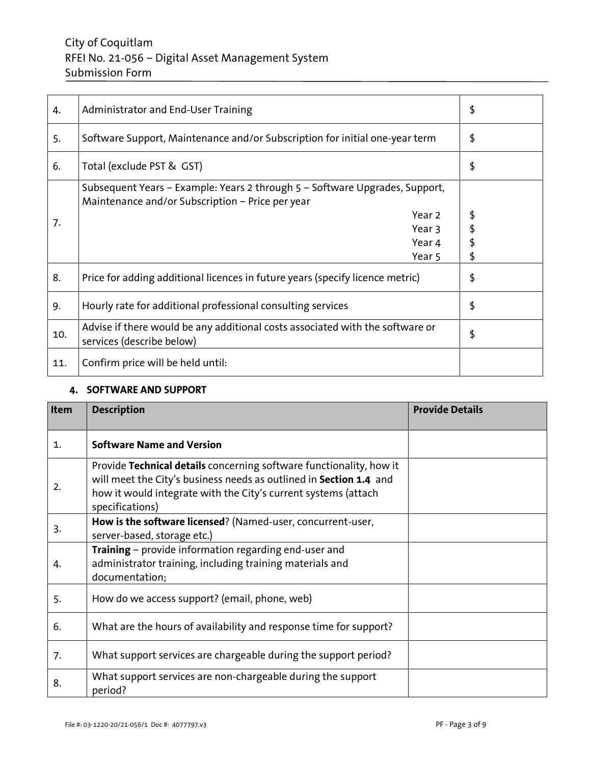| | | |
|---|---|---|
| 4. | Administrator and End-User Training | $ |
| 5. | Software Support, Maintenance and/or Subscription for initial one-year term | $ |
| 6. | Total (exclude PST & GST) | $ |
| 7. | Subsequent Years – Example: Years 2 through 5 – Software Upgrades, Support, Maintenance and/or Subscription – Price per year<br>Year 2<br>Year 3<br>Year 4<br>Year 5 | <br><br>$<br>$<br>$<br>$ |
| 8. | Price for adding additional licences in future years (specify licence metric) | $ |
| 9. | Hourly rate for additional professional consulting services | $ |
| 10. | Advise if there would be any additional costs associated with the software or services (describe below) | $ |
| 11. | Confirm price will be held until: | |

### 4. SOFTWARE AND SUPPORT

| Item | Description | Provide Details |
|---|---|---|
| 1. | **Software Name and Version** | |
| 2. | Provide **Technical details** concerning software functionality, how it will meet the City's business needs as outlined in **Section 1.4** and how it would integrate with the City's current systems (attach specifications) | |
| 3. | **How is the software licensed**? (Named-user, concurrent-user, server-based, storage etc.) | |
| 4. | **Training** – provide information regarding end-user and administrator training, including training materials and documentation; | |
| 5. | How do we access support? (email, phone, web) | |
| 6. | What are the hours of availability and response time for support? | |
| 7. | What support services are chargeable during the support period? | |
| 8. | What support services are non-chargeable during the support period? | |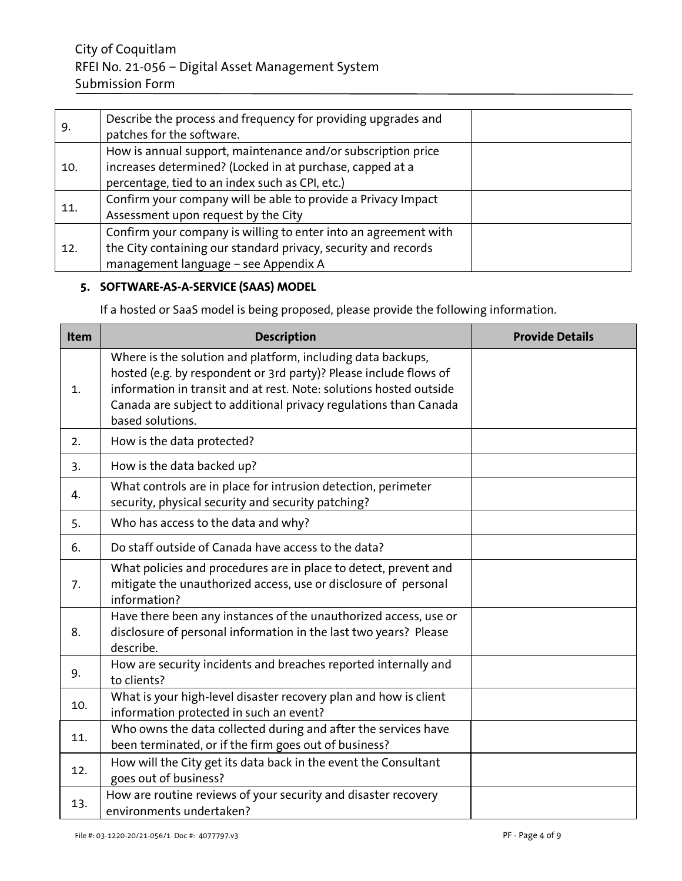| | | |
|---|---|---|
| 9. | Describe the process and frequency for providing upgrades and patches for the software. | |
| 10. | How is annual support, maintenance and/or subscription price increases determined? (Locked in at purchase, capped at a percentage, tied to an index such as CPI, etc.) | |
| 11. | Confirm your company will be able to provide a Privacy Impact Assessment upon request by the City | |
| 12. | Confirm your company is willing to enter into an agreement with the City containing our standard privacy, security and records management language – see Appendix A | |

## 5. SOFTWARE-AS-A-SERVICE (SAAS) MODEL

If a hosted or SaaS model is being proposed, please provide the following information.

| Item | Description | Provide Details |
|---|---|---|
| 1. | Where is the solution and platform, including data backups, hosted (e.g. by respondent or 3rd party)? Please include flows of information in transit and at rest. Note: solutions hosted outside Canada are subject to additional privacy regulations than Canada based solutions. | |
| 2. | How is the data protected? | |
| 3. | How is the data backed up? | |
| 4. | What controls are in place for intrusion detection, perimeter security, physical security and security patching? | |
| 5. | Who has access to the data and why? | |
| 6. | Do staff outside of Canada have access to the data? | |
| 7. | What policies and procedures are in place to detect, prevent and mitigate the unauthorized access, use or disclosure of personal information? | |
| 8. | Have there been any instances of the unauthorized access, use or disclosure of personal information in the last two years? Please describe. | |
| 9. | How are security incidents and breaches reported internally and to clients? | |
| 10. | What is your high-level disaster recovery plan and how is client information protected in such an event? | |
| 11. | Who owns the data collected during and after the services have been terminated, or if the firm goes out of business? | |
| 12. | How will the City get its data back in the event the Consultant goes out of business? | |
| 13. | How are routine reviews of your security and disaster recovery environments undertaken? | |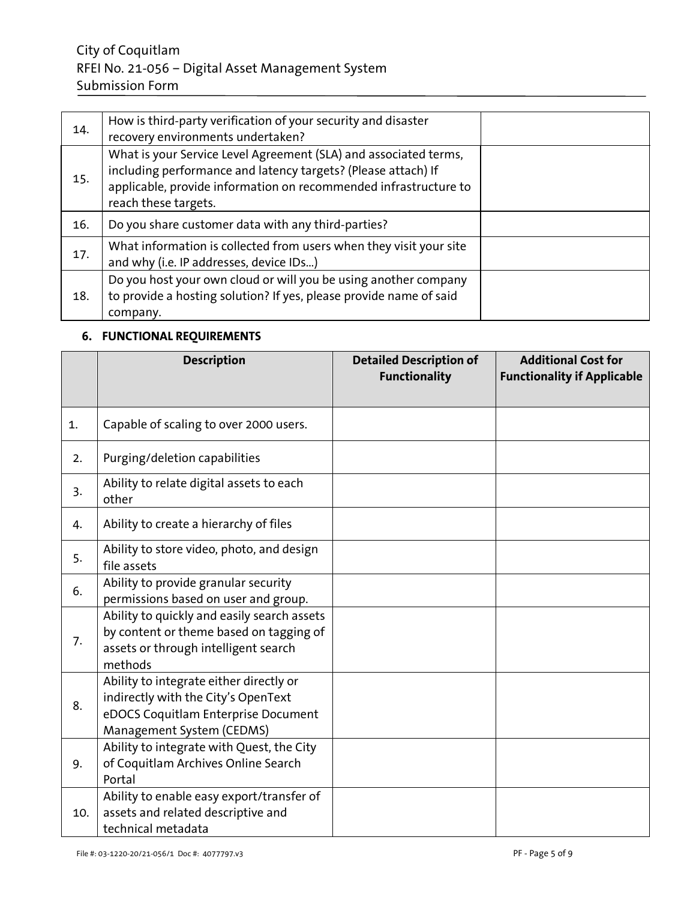| 14. | How is third-party verification of your security and disaster recovery environments undertaken? | |
|---|---|---|
| 15. | What is your Service Level Agreement (SLA) and associated terms, including performance and latency targets? (Please attach) If applicable, provide information on recommended infrastructure to reach these targets. | |
| 16. | Do you share customer data with any third-parties? | |
| 17. | What information is collected from users when they visit your site and why (i.e. IP addresses, device IDs...) | |
| 18. | Do you host your own cloud or will you be using another company to provide a hosting solution? If yes, please provide name of said company. | |

### 6. FUNCTIONAL REQUIREMENTS

| | Description | Detailed Description of Functionality | Additional Cost for Functionality if Applicable |
|---|---|---|---|
| 1. | Capable of scaling to over 2000 users. | | |
| 2. | Purging/deletion capabilities | | |
| 3. | Ability to relate digital assets to each other | | |
| 4. | Ability to create a hierarchy of files | | |
| 5. | Ability to store video, photo, and design file assets | | |
| 6. | Ability to provide granular security permissions based on user and group. | | |
| 7. | Ability to quickly and easily search assets by content or theme based on tagging of assets or through intelligent search methods | | |
| 8. | Ability to integrate either directly or indirectly with the City's OpenText eDOCS Coquitlam Enterprise Document Management System (CEDMS) | | |
| 9. | Ability to integrate with Quest, the City of Coquitlam Archives Online Search Portal | | |
| 10. | Ability to enable easy export/transfer of assets and related descriptive and technical metadata | | |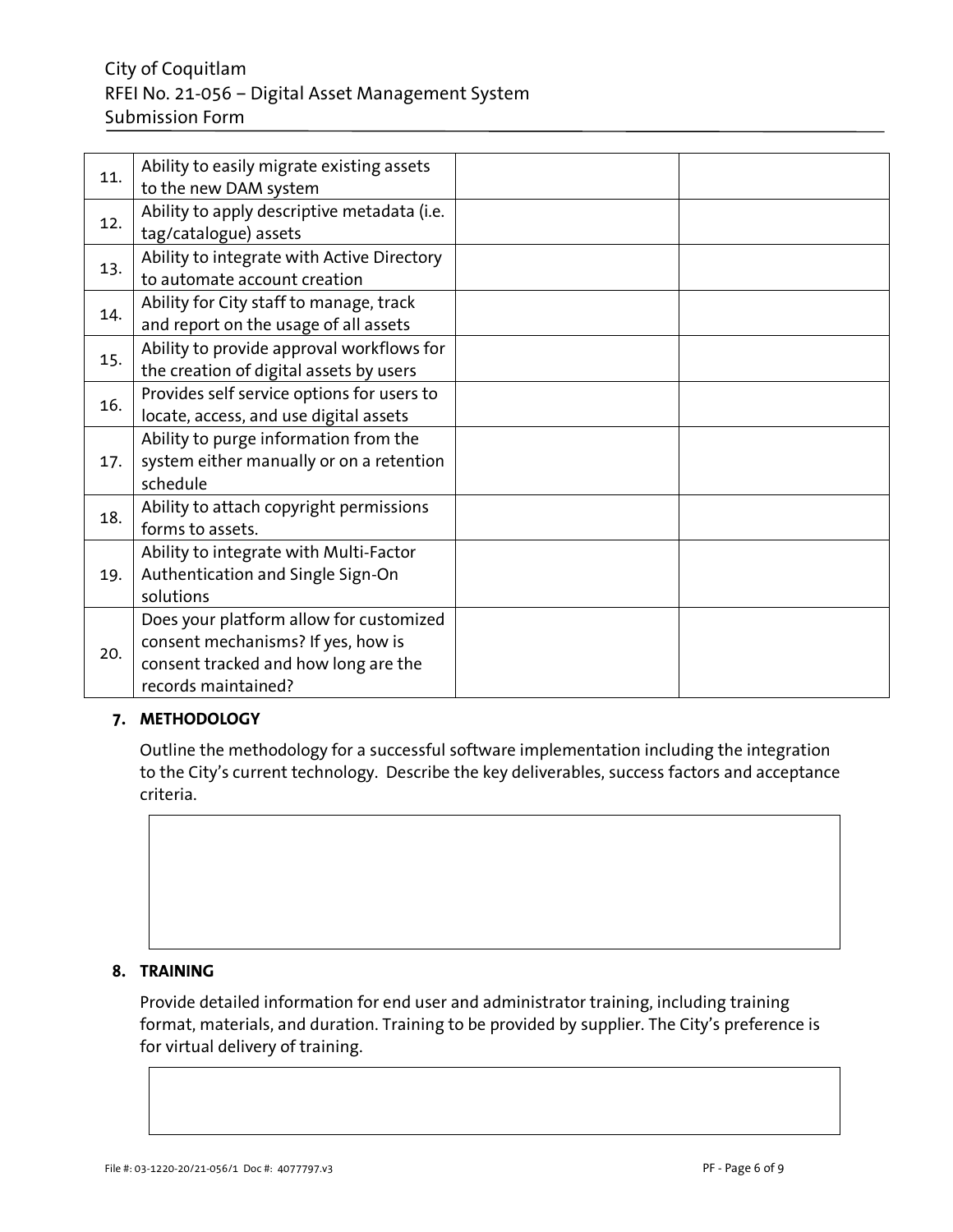| | | | |
|---|---|---|---|
| 11. | Ability to easily migrate existing assets to the new DAM system | | |
| 12. | Ability to apply descriptive metadata (i.e. tag/catalogue) assets | | |
| 13. | Ability to integrate with Active Directory to automate account creation | | |
| 14. | Ability for City staff to manage, track and report on the usage of all assets | | |
| 15. | Ability to provide approval workflows for the creation of digital assets by users | | |
| 16. | Provides self service options for users to locate, access, and use digital assets | | |
| 17. | Ability to purge information from the system either manually or on a retention schedule | | |
| 18. | Ability to attach copyright permissions forms to assets. | | |
| 19. | Ability to integrate with Multi-Factor Authentication and Single Sign-On solutions | | |
| 20. | Does your platform allow for customized consent mechanisms? If yes, how is consent tracked and how long are the records maintained? | | |

## 7. METHODOLOGY

Outline the methodology for a successful software implementation including the integration to the City's current technology. Describe the key deliverables, success factors and acceptance criteria.

| |
|---|
| |

## 8. TRAINING

Provide detailed information for end user and administrator training, including training format, materials, and duration. Training to be provided by supplier. The City's preference is for virtual delivery of training.

| |
|---|
| |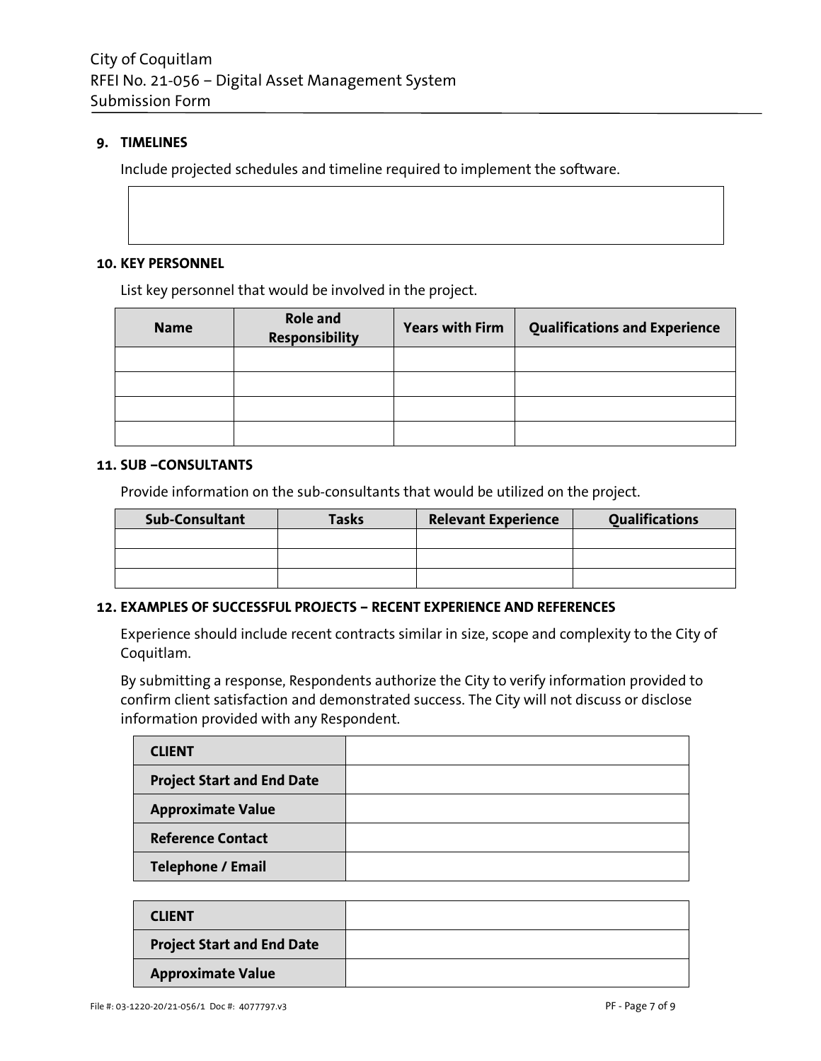**9. TIMELINES**

Include projected schedules and timeline required to implement the software.

| |
|---|
| |

**10. KEY PERSONNEL**

List key personnel that would be involved in the project.

| Name | Role and Responsibility | Years with Firm | Qualifications and Experience |
|---|---|---|---|
| | | | |
| | | | |
| | | | |
| | | | |

**11. SUB –CONSULTANTS**

Provide information on the sub-consultants that would be utilized on the project.

| Sub-Consultant | Tasks | Relevant Experience | Qualifications |
|---|---|---|---|
| | | | |
| | | | |
| | | | |

**12. EXAMPLES OF SUCCESSFUL PROJECTS – RECENT EXPERIENCE AND REFERENCES**

Experience should include recent contracts similar in size, scope and complexity to the City of Coquitlam.

By submitting a response, Respondents authorize the City to verify information provided to confirm client satisfaction and demonstrated success. The City will not discuss or disclose information provided with any Respondent.

| **CLIENT** | |
|---|---|
| **Project Start and End Date** | |
| **Approximate Value** | |
| **Reference Contact** | |
| **Telephone / Email** | |

| **CLIENT** | |
|---|---|
| **Project Start and End Date** | |
| **Approximate Value** | |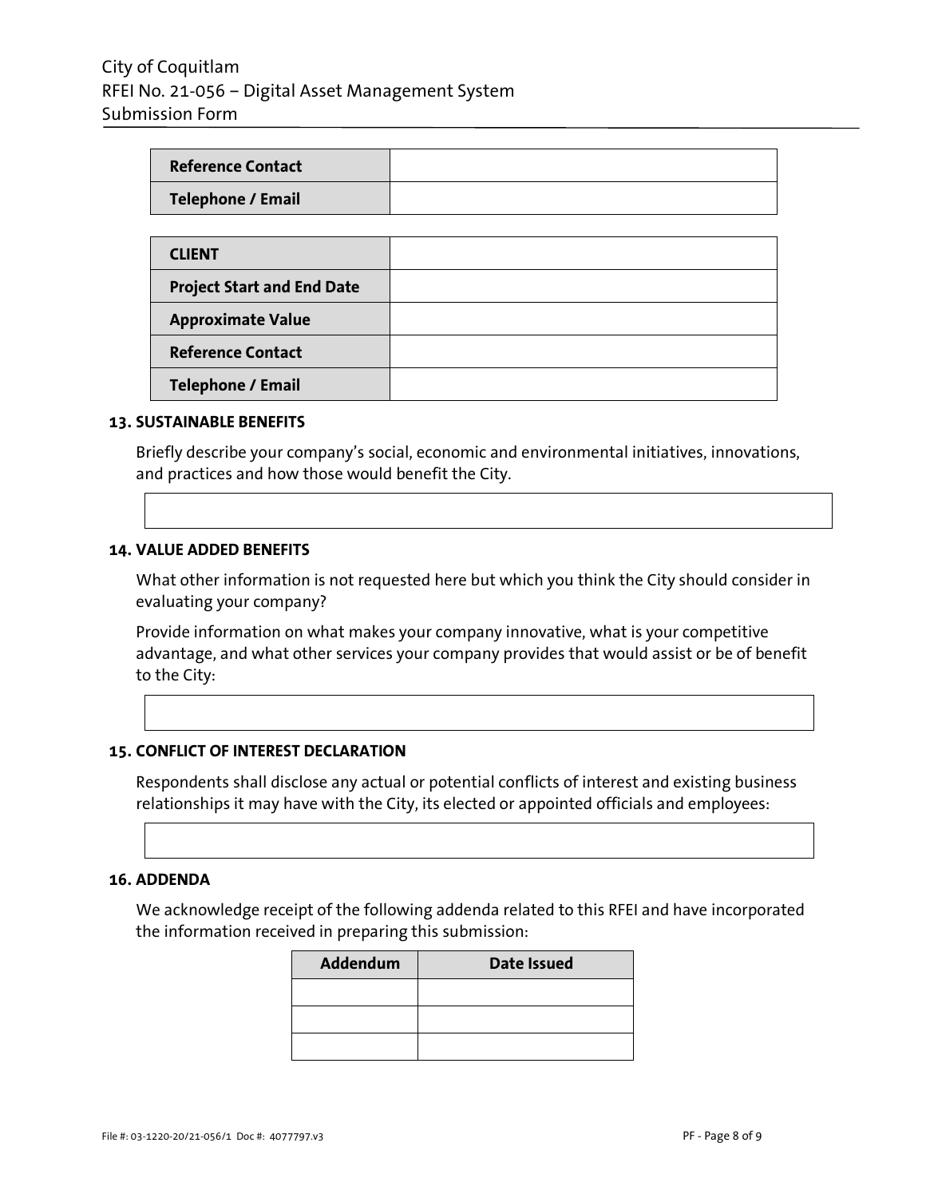| Reference Contact | |
| --- | --- |
| Telephone / Email | |

| CLIENT | |
| --- | --- |
| Project Start and End Date | |
| Approximate Value | |
| Reference Contact | |
| Telephone / Email | |

**13. SUSTAINABLE BENEFITS**

Briefly describe your company's social, economic and environmental initiatives, innovations, and practices and how those would benefit the City.

| |
| --- |
| |

**14. VALUE ADDED BENEFITS**

What other information is not requested here but which you think the City should consider in evaluating your company?

Provide information on what makes your company innovative, what is your competitive advantage, and what other services your company provides that would assist or be of benefit to the City:

| |
| --- |
| |

**15. CONFLICT OF INTEREST DECLARATION**

Respondents shall disclose any actual or potential conflicts of interest and existing business relationships it may have with the City, its elected or appointed officials and employees:

| |
| --- |
| |

**16. ADDENDA**

We acknowledge receipt of the following addenda related to this RFEI and have incorporated the information received in preparing this submission:

| Addendum | Date Issued |
| --- | --- |
| | |
| | |
| | |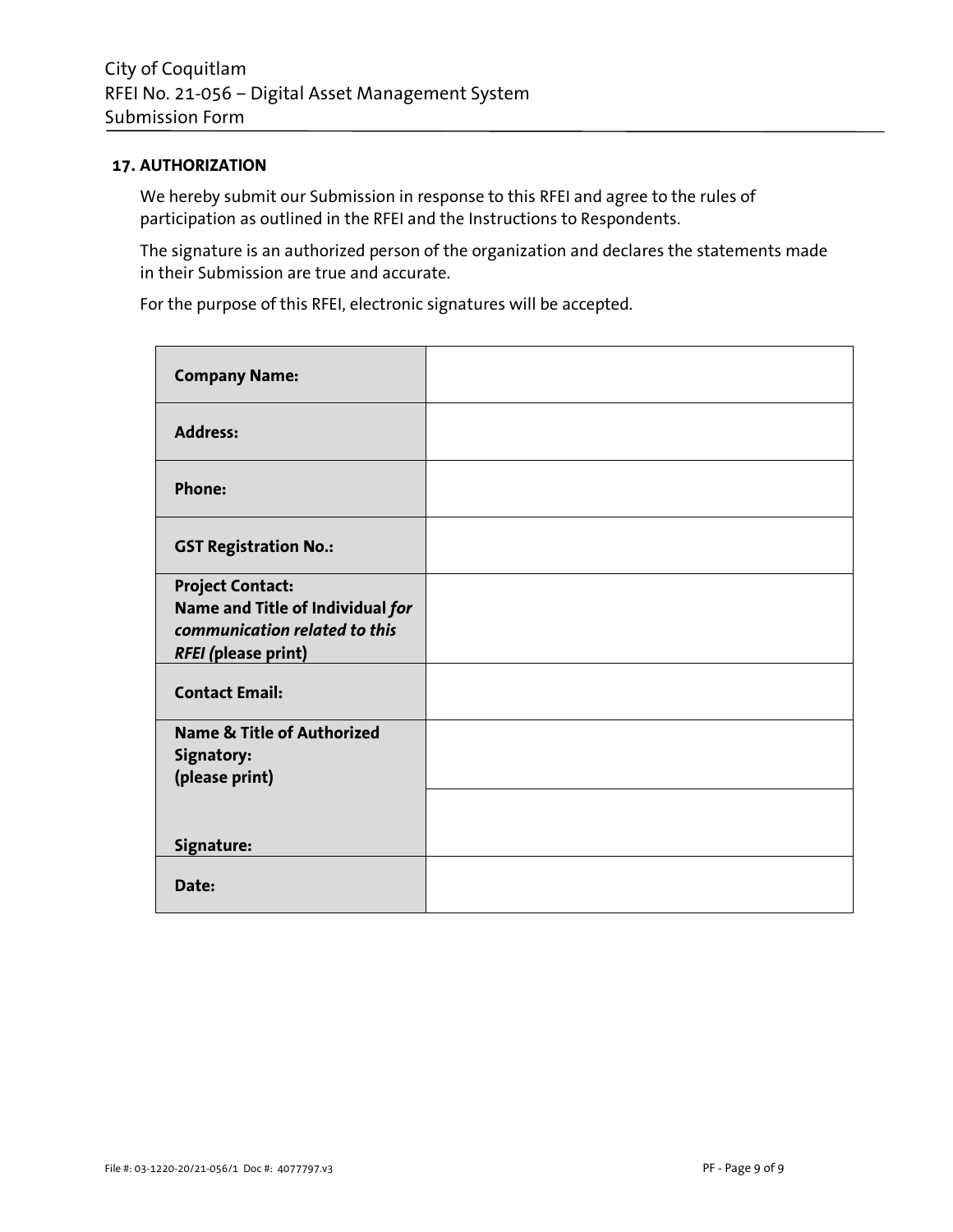## 17. AUTHORIZATION

We hereby submit our Submission in response to this RFEI and agree to the rules of participation as outlined in the RFEI and the Instructions to Respondents.

The signature is an authorized person of the organization and declares the statements made in their Submission are true and accurate.

For the purpose of this RFEI, electronic signatures will be accepted.

| | |
|---|---|
| **Company Name:** | |
| **Address:** | |
| **Phone:** | |
| **GST Registration No.:** | |
| **Project Contact: Name and Title of Individual *for communication related to this RFEI* (please print)** | |
| **Contact Email:** | |
| **Name & Title of Authorized Signatory: (please print)** | |
| **Signature:** | |
| **Date:** | |